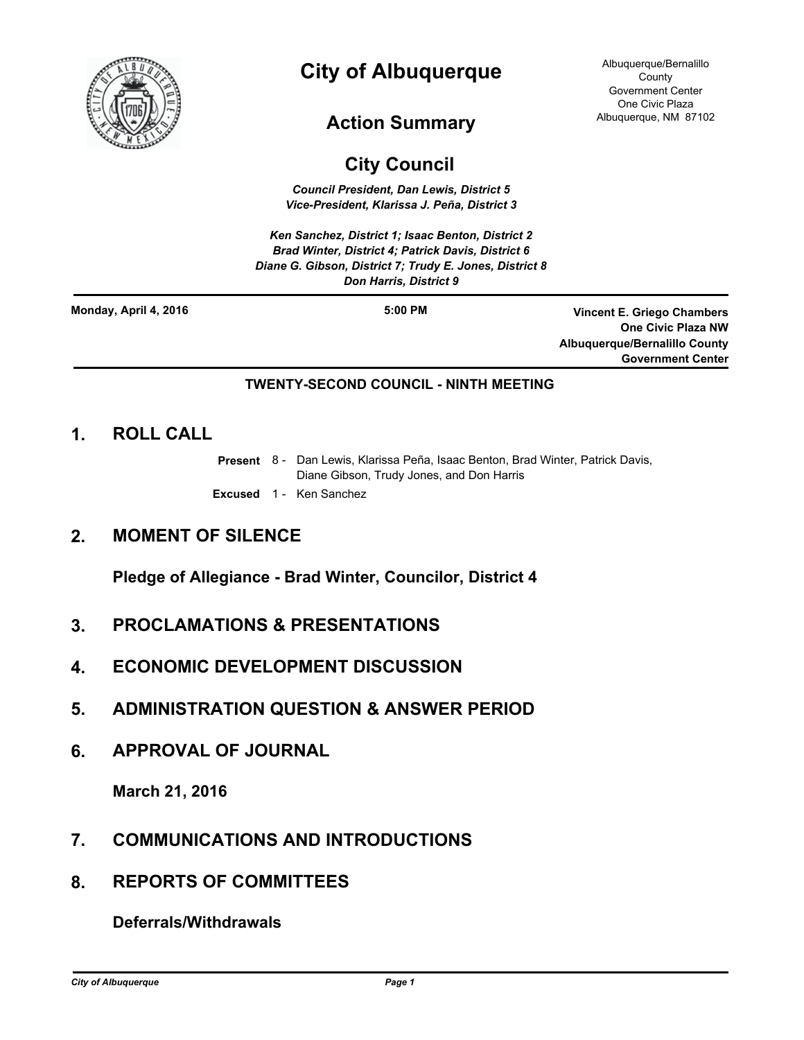# City of Albuquerque

Albuquerque/Bernalillo County Government Center
One Civic Plaza
Albuquerque, NM 87102

## Action Summary

## City Council

*Council President, Dan Lewis, District 5*
*Vice-President, Klarissa J. Peña, District 3*

*Ken Sanchez, District 1; Isaac Benton, District 2*
*Brad Winter, District 4; Patrick Davis, District 6*
*Diane G. Gibson, District 7; Trudy E. Jones, District 8*
*Don Harris, District 9*

---

**Monday, April 4, 2016** **5:00 PM** **Vincent E. Griego Chambers**
**One Civic Plaza NW**
**Albuquerque/Bernalillo County Government Center**

---

**TWENTY-SECOND COUNCIL - NINTH MEETING**

## 1. ROLL CALL

**Present** 8 - Dan Lewis, Klarissa Peña, Isaac Benton, Brad Winter, Patrick Davis, Diane Gibson, Trudy Jones, and Don Harris

**Excused** 1 - Ken Sanchez

## 2. MOMENT OF SILENCE

**Pledge of Allegiance - Brad Winter, Councilor, District 4**

## 3. PROCLAMATIONS & PRESENTATIONS

## 4. ECONOMIC DEVELOPMENT DISCUSSION

## 5. ADMINISTRATION QUESTION & ANSWER PERIOD

## 6. APPROVAL OF JOURNAL

**March 21, 2016**

## 7. COMMUNICATIONS AND INTRODUCTIONS

## 8. REPORTS OF COMMITTEES

**Deferrals/Withdrawals**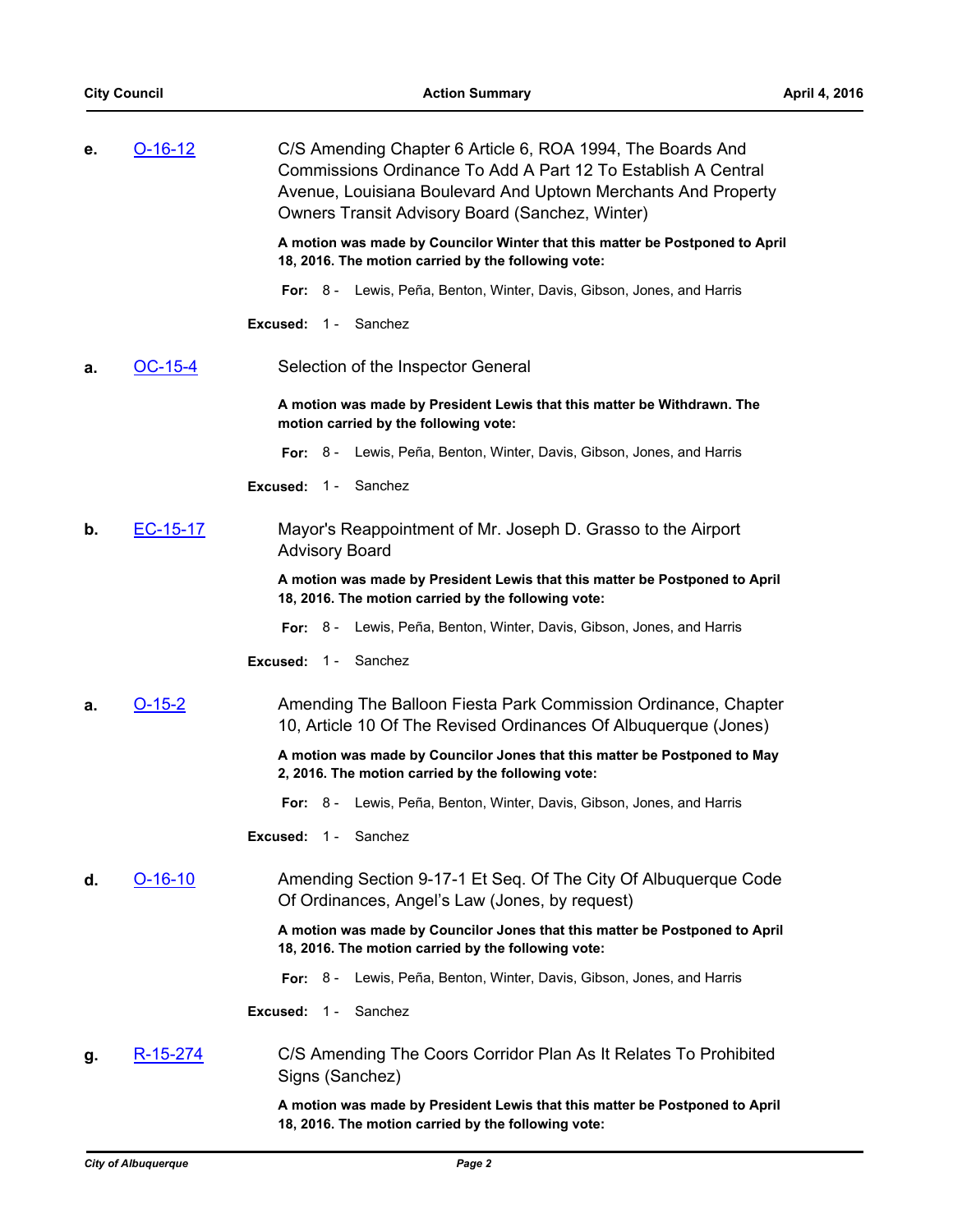**e.** O-16-12 C/S Amending Chapter 6 Article 6, ROA 1994, The Boards And Commissions Ordinance To Add A Part 12 To Establish A Central Avenue, Louisiana Boulevard And Uptown Merchants And Property Owners Transit Advisory Board (Sanchez, Winter)

**A motion was made by Councilor Winter that this matter be Postponed to April 18, 2016. The motion carried by the following vote:**

**For:** 8 - Lewis, Peña, Benton, Winter, Davis, Gibson, Jones, and Harris

**Excused:** 1 - Sanchez

**a.** OC-15-4 Selection of the Inspector General

**A motion was made by President Lewis that this matter be Withdrawn. The motion carried by the following vote:**

**For:** 8 - Lewis, Peña, Benton, Winter, Davis, Gibson, Jones, and Harris

**Excused:** 1 - Sanchez

**b.** EC-15-17 Mayor's Reappointment of Mr. Joseph D. Grasso to the Airport Advisory Board

**A motion was made by President Lewis that this matter be Postponed to April 18, 2016. The motion carried by the following vote:**

**For:** 8 - Lewis, Peña, Benton, Winter, Davis, Gibson, Jones, and Harris

**Excused:** 1 - Sanchez

**a.** O-15-2 Amending The Balloon Fiesta Park Commission Ordinance, Chapter 10, Article 10 Of The Revised Ordinances Of Albuquerque (Jones)

**A motion was made by Councilor Jones that this matter be Postponed to May 2, 2016. The motion carried by the following vote:**

**For:** 8 - Lewis, Peña, Benton, Winter, Davis, Gibson, Jones, and Harris

**Excused:** 1 - Sanchez

**d.** O-16-10 Amending Section 9-17-1 Et Seq. Of The City Of Albuquerque Code Of Ordinances, Angel's Law (Jones, by request)

**A motion was made by Councilor Jones that this matter be Postponed to April 18, 2016. The motion carried by the following vote:**

**For:** 8 - Lewis, Peña, Benton, Winter, Davis, Gibson, Jones, and Harris

**Excused:** 1 - Sanchez

**g.** R-15-274 C/S Amending The Coors Corridor Plan As It Relates To Prohibited Signs (Sanchez)

**A motion was made by President Lewis that this matter be Postponed to April 18, 2016. The motion carried by the following vote:**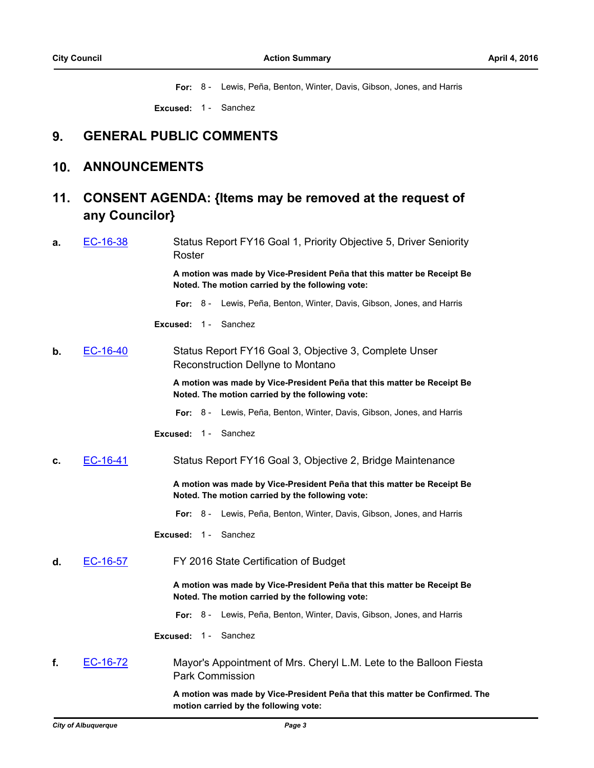**For:** 8 - Lewis, Peña, Benton, Winter, Davis, Gibson, Jones, and Harris

**Excused:** 1 - Sanchez

## 9. GENERAL PUBLIC COMMENTS

## 10. ANNOUNCEMENTS

## 11. CONSENT AGENDA: {Items may be removed at the request of any Councilor}

**a.** EC-16-38 Status Report FY16 Goal 1, Priority Objective 5, Driver Seniority Roster

**A motion was made by Vice-President Peña that this matter be Receipt Be Noted. The motion carried by the following vote:**

**For:** 8 - Lewis, Peña, Benton, Winter, Davis, Gibson, Jones, and Harris

**Excused:** 1 - Sanchez

**b.** EC-16-40 Status Report FY16 Goal 3, Objective 3, Complete Unser Reconstruction Dellyne to Montano

**A motion was made by Vice-President Peña that this matter be Receipt Be Noted. The motion carried by the following vote:**

**For:** 8 - Lewis, Peña, Benton, Winter, Davis, Gibson, Jones, and Harris

**Excused:** 1 - Sanchez

**c.** EC-16-41 Status Report FY16 Goal 3, Objective 2, Bridge Maintenance

**A motion was made by Vice-President Peña that this matter be Receipt Be Noted. The motion carried by the following vote:**

**For:** 8 - Lewis, Peña, Benton, Winter, Davis, Gibson, Jones, and Harris

**Excused:** 1 - Sanchez

**d.** EC-16-57 FY 2016 State Certification of Budget

**A motion was made by Vice-President Peña that this matter be Receipt Be Noted. The motion carried by the following vote:**

**For:** 8 - Lewis, Peña, Benton, Winter, Davis, Gibson, Jones, and Harris

**Excused:** 1 - Sanchez

**f.** EC-16-72 Mayor's Appointment of Mrs. Cheryl L.M. Lete to the Balloon Fiesta Park Commission

**A motion was made by Vice-President Peña that this matter be Confirmed. The motion carried by the following vote:**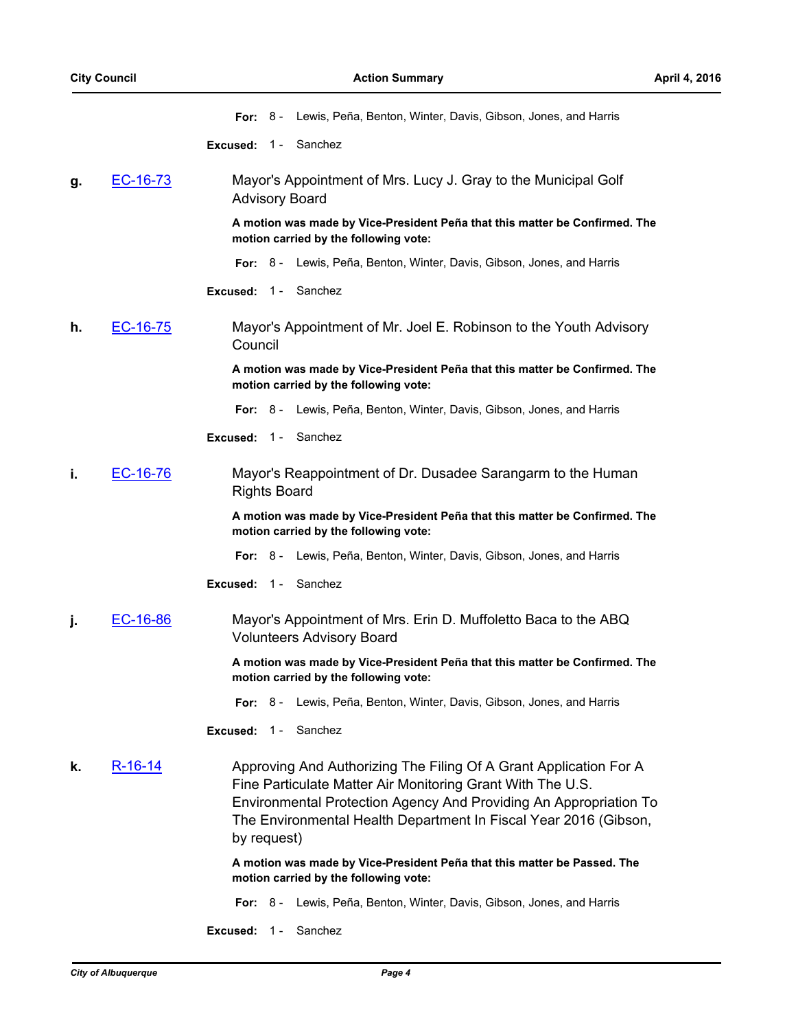**For:** 8 - Lewis, Peña, Benton, Winter, Davis, Gibson, Jones, and Harris

**Excused:** 1 - Sanchez

**g.** EC-16-73 Mayor's Appointment of Mrs. Lucy J. Gray to the Municipal Golf Advisory Board

**A motion was made by Vice-President Peña that this matter be Confirmed. The motion carried by the following vote:**

**For:** 8 - Lewis, Peña, Benton, Winter, Davis, Gibson, Jones, and Harris

**Excused:** 1 - Sanchez

**h.** EC-16-75 Mayor's Appointment of Mr. Joel E. Robinson to the Youth Advisory Council

**A motion was made by Vice-President Peña that this matter be Confirmed. The motion carried by the following vote:**

**For:** 8 - Lewis, Peña, Benton, Winter, Davis, Gibson, Jones, and Harris

**Excused:** 1 - Sanchez

**i.** EC-16-76 Mayor's Reappointment of Dr. Dusadee Sarangarm to the Human Rights Board

**A motion was made by Vice-President Peña that this matter be Confirmed. The motion carried by the following vote:**

**For:** 8 - Lewis, Peña, Benton, Winter, Davis, Gibson, Jones, and Harris

**Excused:** 1 - Sanchez

**j.** EC-16-86 Mayor's Appointment of Mrs. Erin D. Muffoletto Baca to the ABQ Volunteers Advisory Board

**A motion was made by Vice-President Peña that this matter be Confirmed. The motion carried by the following vote:**

**For:** 8 - Lewis, Peña, Benton, Winter, Davis, Gibson, Jones, and Harris

**Excused:** 1 - Sanchez

**k.** R-16-14 Approving And Authorizing The Filing Of A Grant Application For A Fine Particulate Matter Air Monitoring Grant With The U.S. Environmental Protection Agency And Providing An Appropriation To The Environmental Health Department In Fiscal Year 2016 (Gibson, by request)

**A motion was made by Vice-President Peña that this matter be Passed. The motion carried by the following vote:**

**For:** 8 - Lewis, Peña, Benton, Winter, Davis, Gibson, Jones, and Harris

**Excused:** 1 - Sanchez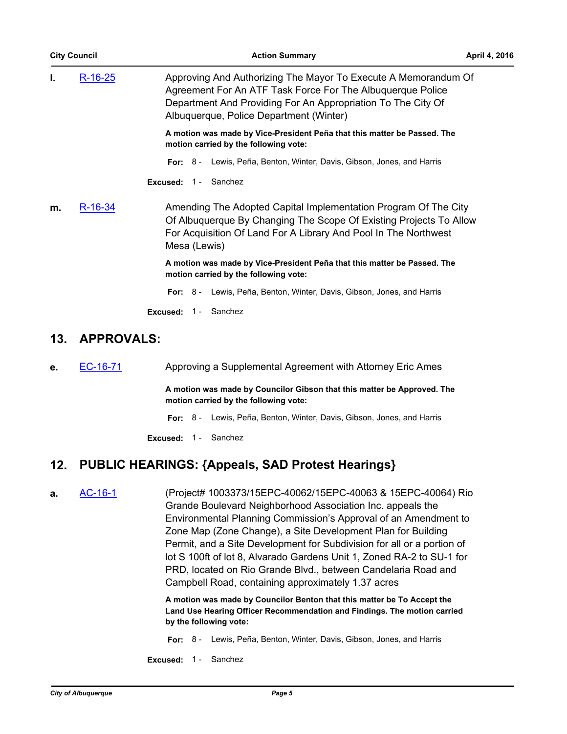**l.** R-16-25 Approving And Authorizing The Mayor To Execute A Memorandum Of Agreement For An ATF Task Force For The Albuquerque Police Department And Providing For An Appropriation To The City Of Albuquerque, Police Department (Winter)

**A motion was made by Vice-President Peña that this matter be Passed. The motion carried by the following vote:**

**For:** 8 - Lewis, Peña, Benton, Winter, Davis, Gibson, Jones, and Harris

**Excused:** 1 - Sanchez

**m.** R-16-34 Amending The Adopted Capital Implementation Program Of The City Of Albuquerque By Changing The Scope Of Existing Projects To Allow For Acquisition Of Land For A Library And Pool In The Northwest Mesa (Lewis)

**A motion was made by Vice-President Peña that this matter be Passed. The motion carried by the following vote:**

**For:** 8 - Lewis, Peña, Benton, Winter, Davis, Gibson, Jones, and Harris

**Excused:** 1 - Sanchez

## 13. APPROVALS:

**e.** EC-16-71 Approving a Supplemental Agreement with Attorney Eric Ames

**A motion was made by Councilor Gibson that this matter be Approved. The motion carried by the following vote:**

**For:** 8 - Lewis, Peña, Benton, Winter, Davis, Gibson, Jones, and Harris

**Excused:** 1 - Sanchez

## 12. PUBLIC HEARINGS: {Appeals, SAD Protest Hearings}

**a.** AC-16-1 (Project# 1003373/15EPC-40062/15EPC-40063 & 15EPC-40064) Rio Grande Boulevard Neighborhood Association Inc. appeals the Environmental Planning Commission's Approval of an Amendment to Zone Map (Zone Change), a Site Development Plan for Building Permit, and a Site Development for Subdivision for all or a portion of lot S 100ft of lot 8, Alvarado Gardens Unit 1, Zoned RA-2 to SU-1 for PRD, located on Rio Grande Blvd., between Candelaria Road and Campbell Road, containing approximately 1.37 acres

**A motion was made by Councilor Benton that this matter be To Accept the Land Use Hearing Officer Recommendation and Findings. The motion carried by the following vote:**

**For:** 8 - Lewis, Peña, Benton, Winter, Davis, Gibson, Jones, and Harris

**Excused:** 1 - Sanchez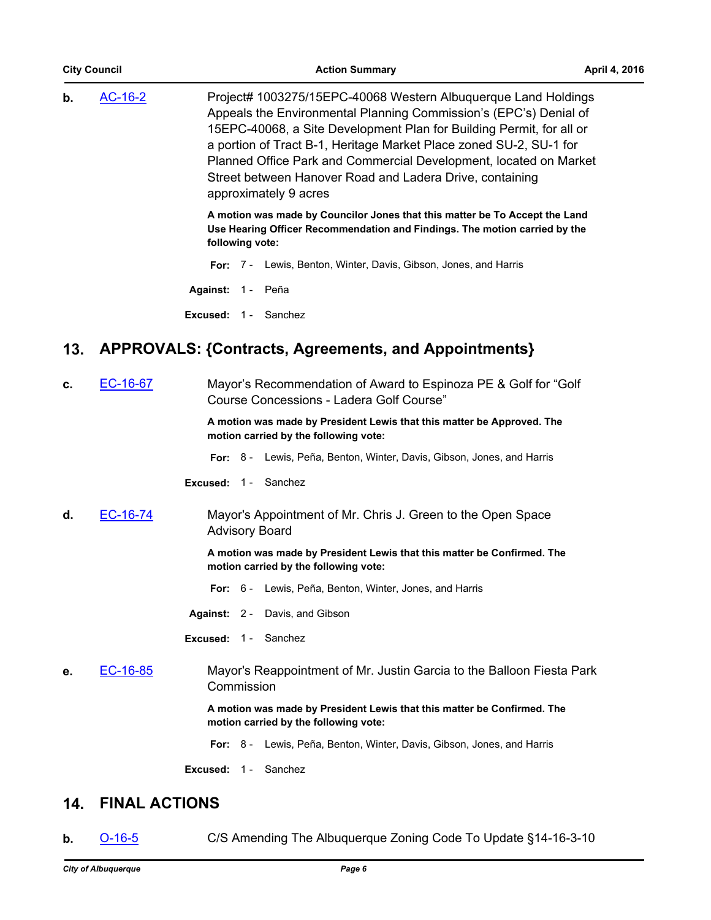**b.** AC-16-2 Project# 1003275/15EPC-40068 Western Albuquerque Land Holdings Appeals the Environmental Planning Commission's (EPC's) Denial of 15EPC-40068, a Site Development Plan for Building Permit, for all or a portion of Tract B-1, Heritage Market Place zoned SU-2, SU-1 for Planned Office Park and Commercial Development, located on Market Street between Hanover Road and Ladera Drive, containing approximately 9 acres

**A motion was made by Councilor Jones that this matter be To Accept the Land Use Hearing Officer Recommendation and Findings. The motion carried by the following vote:**

**For:** 7 - Lewis, Benton, Winter, Davis, Gibson, Jones, and Harris

**Against:** 1 - Peña

**Excused:** 1 - Sanchez

## 13. APPROVALS: {Contracts, Agreements, and Appointments}

**c.** EC-16-67 Mayor's Recommendation of Award to Espinoza PE & Golf for "Golf Course Concessions - Ladera Golf Course"

**A motion was made by President Lewis that this matter be Approved. The motion carried by the following vote:**

**For:** 8 - Lewis, Peña, Benton, Winter, Davis, Gibson, Jones, and Harris

**Excused:** 1 - Sanchez

**d.** EC-16-74 Mayor's Appointment of Mr. Chris J. Green to the Open Space Advisory Board

**A motion was made by President Lewis that this matter be Confirmed. The motion carried by the following vote:**

**For:** 6 - Lewis, Peña, Benton, Winter, Jones, and Harris

**Against:** 2 - Davis, and Gibson

**Excused:** 1 - Sanchez

**e.** EC-16-85 Mayor's Reappointment of Mr. Justin Garcia to the Balloon Fiesta Park Commission

**A motion was made by President Lewis that this matter be Confirmed. The motion carried by the following vote:**

**For:** 8 - Lewis, Peña, Benton, Winter, Davis, Gibson, Jones, and Harris

**Excused:** 1 - Sanchez

## 14. FINAL ACTIONS

**b.** O-16-5 C/S Amending The Albuquerque Zoning Code To Update §14-16-3-10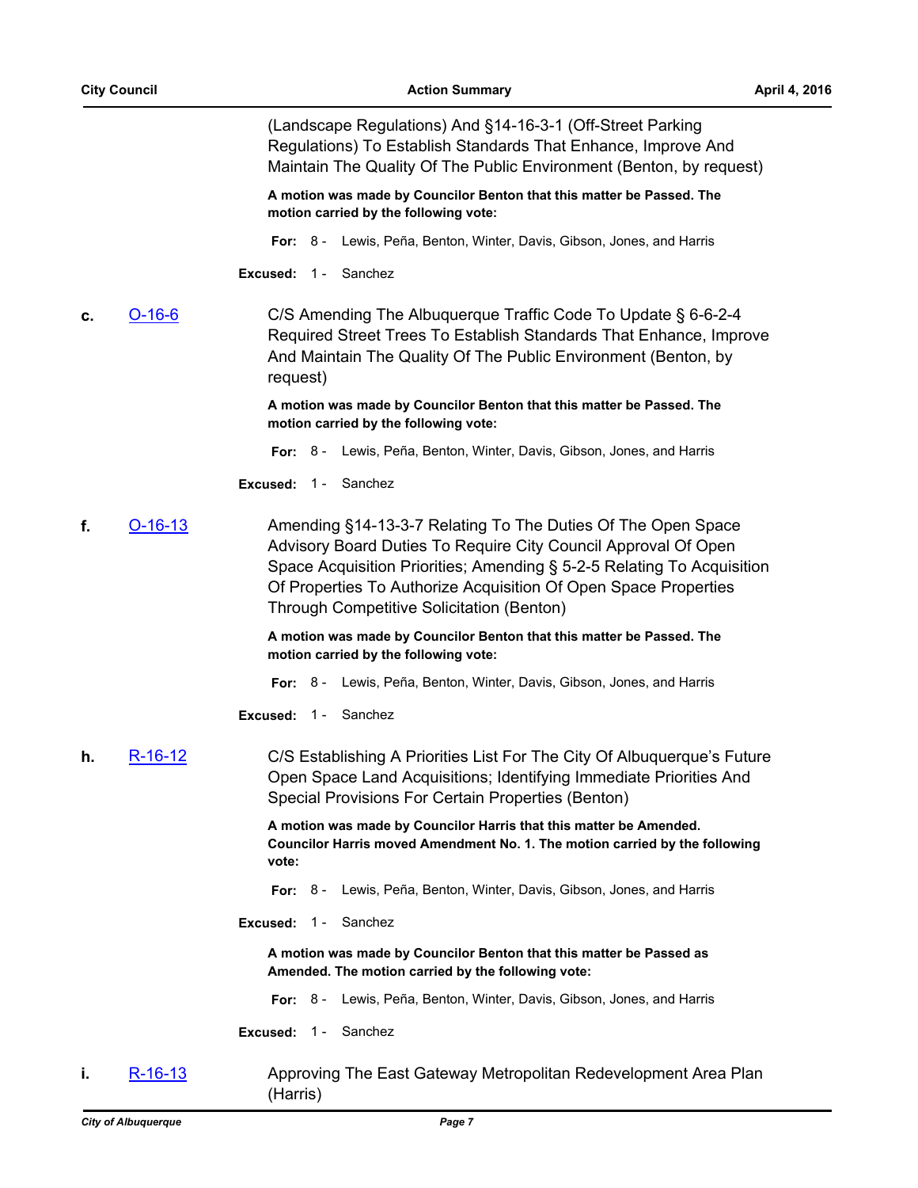(Landscape Regulations) And §14-16-3-1 (Off-Street Parking Regulations) To Establish Standards That Enhance, Improve And Maintain The Quality Of The Public Environment (Benton, by request)

**A motion was made by Councilor Benton that this matter be Passed. The motion carried by the following vote:**

**For:** 8 - Lewis, Peña, Benton, Winter, Davis, Gibson, Jones, and Harris

**Excused:** 1 - Sanchez

**c.** [O-16-6] C/S Amending The Albuquerque Traffic Code To Update § 6-6-2-4 Required Street Trees To Establish Standards That Enhance, Improve And Maintain The Quality Of The Public Environment (Benton, by request)

**A motion was made by Councilor Benton that this matter be Passed. The motion carried by the following vote:**

**For:** 8 - Lewis, Peña, Benton, Winter, Davis, Gibson, Jones, and Harris

**Excused:** 1 - Sanchez

**f.** [O-16-13] Amending §14-13-3-7 Relating To The Duties Of The Open Space Advisory Board Duties To Require City Council Approval Of Open Space Acquisition Priorities; Amending § 5-2-5 Relating To Acquisition Of Properties To Authorize Acquisition Of Open Space Properties Through Competitive Solicitation (Benton)

**A motion was made by Councilor Benton that this matter be Passed. The motion carried by the following vote:**

**For:** 8 - Lewis, Peña, Benton, Winter, Davis, Gibson, Jones, and Harris

**Excused:** 1 - Sanchez

**h.** [R-16-12] C/S Establishing A Priorities List For The City Of Albuquerque's Future Open Space Land Acquisitions; Identifying Immediate Priorities And Special Provisions For Certain Properties (Benton)

**A motion was made by Councilor Harris that this matter be Amended. Councilor Harris moved Amendment No. 1. The motion carried by the following vote:**

**For:** 8 - Lewis, Peña, Benton, Winter, Davis, Gibson, Jones, and Harris

**Excused:** 1 - Sanchez

**A motion was made by Councilor Benton that this matter be Passed as Amended. The motion carried by the following vote:**

**For:** 8 - Lewis, Peña, Benton, Winter, Davis, Gibson, Jones, and Harris

**Excused:** 1 - Sanchez

**i.** [R-16-13] Approving The East Gateway Metropolitan Redevelopment Area Plan (Harris)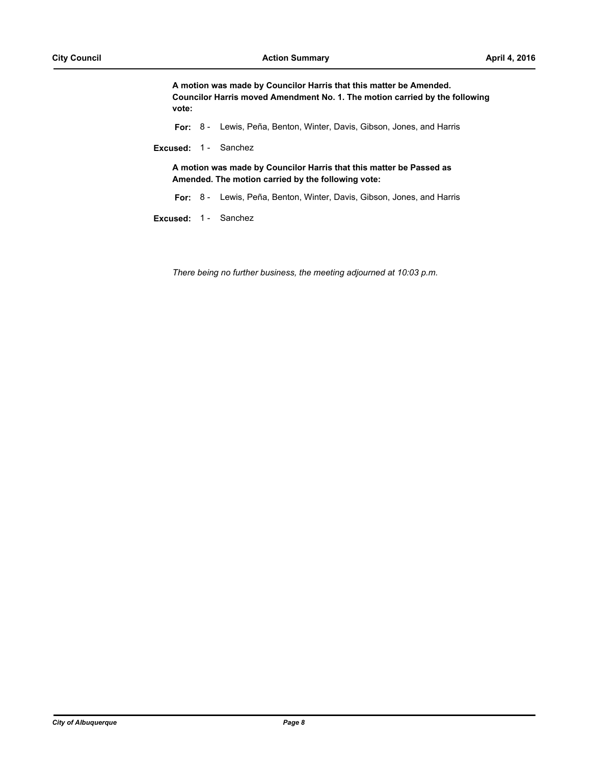**A motion was made by Councilor Harris that this matter be Amended. Councilor Harris moved Amendment No. 1. The motion carried by the following vote:**

**For:** 8 - Lewis, Peña, Benton, Winter, Davis, Gibson, Jones, and Harris

**Excused:** 1 - Sanchez

**A motion was made by Councilor Harris that this matter be Passed as Amended. The motion carried by the following vote:**

**For:** 8 - Lewis, Peña, Benton, Winter, Davis, Gibson, Jones, and Harris

**Excused:** 1 - Sanchez

*There being no further business, the meeting adjourned at 10:03 p.m.*